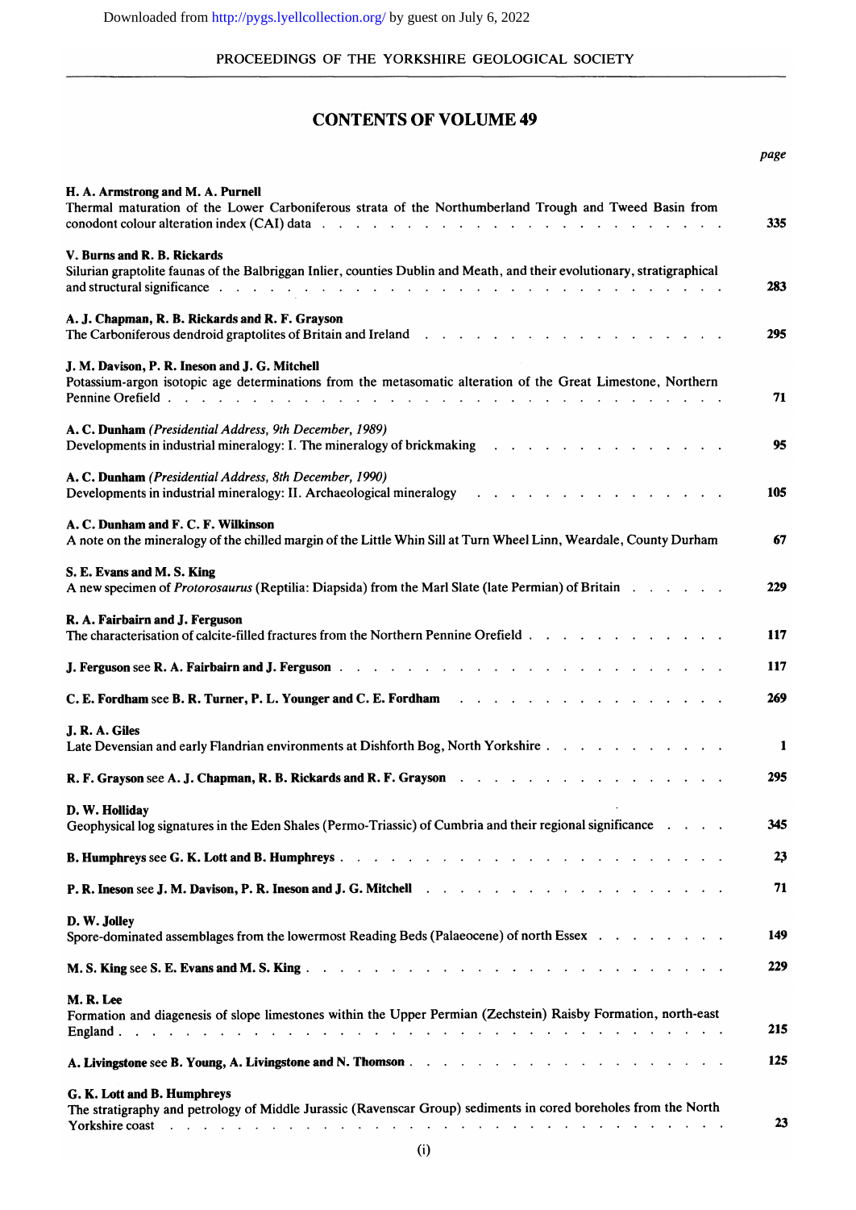# CONTENTS OF VOLUME 49

*page*

**H. A. Armstrong and M. A. Purnell**
Thermal maturation of the Lower Carboniferous strata of the Northumberland Trough and Tweed Basin from conodont colour alteration index (CAI) data . . . . . 335

**V. Burns and R. B. Rickards**
Silurian graptolite faunas of the Balbriggan Inlier, counties Dublin and Meath, and their evolutionary, stratigraphical and structural significance . . . . . 283

**A. J. Chapman, R. B. Rickards and R. F. Grayson**
The Carboniferous dendroid graptolites of Britain and Ireland . . . . . 295

**J. M. Davison, P. R. Ineson and J. G. Mitchell**
Potassium-argon isotopic age determinations from the metasomatic alteration of the Great Limestone, Northern Pennine Orefield . . . . . 71

**A. C. Dunham** *(Presidential Address, 9th December, 1989)*
Developments in industrial mineralogy: I. The mineralogy of brickmaking . . . . . 95

**A. C. Dunham** *(Presidential Address, 8th December, 1990)*
Developments in industrial mineralogy: II. Archaeological mineralogy . . . . . 105

**A. C. Dunham and F. C. F. Wilkinson**
A note on the mineralogy of the chilled margin of the Little Whin Sill at Turn Wheel Linn, Weardale, County Durham 67

**S. E. Evans and M. S. King**
A new specimen of *Protorosaurus* (Reptilia: Diapsida) from the Marl Slate (late Permian) of Britain . . . . . 229

**R. A. Fairbairn and J. Ferguson**
The characterisation of calcite-filled fractures from the Northern Pennine Orefield . . . . . 117

**J. Ferguson** see **R. A. Fairbairn and J. Ferguson** . . . . . 117

**C. E. Fordham** see **B. R. Turner, P. L. Younger and C. E. Fordham** . . . . . 269

**J. R. A. Giles**
Late Devensian and early Flandrian environments at Dishforth Bog, North Yorkshire . . . . . 1

**R. F. Grayson** see **A. J. Chapman, R. B. Rickards and R. F. Grayson** . . . . . 295

**D. W. Holliday**
Geophysical log signatures in the Eden Shales (Permo-Triassic) of Cumbria and their regional significance . . . . . 345

**B. Humphreys** see **G. K. Lott and B. Humphreys** . . . . . 23

**P. R. Ineson** see **J. M. Davison, P. R. Ineson and J. G. Mitchell** . . . . . 71

**D. W. Jolley**
Spore-dominated assemblages from the lowermost Reading Beds (Palaeocene) of north Essex . . . . . 149

**M. S. King** see **S. E. Evans and M. S. King** . . . . . 229

**M. R. Lee**
Formation and diagenesis of slope limestones within the Upper Permian (Zechstein) Raisby Formation, north-east England . . . . . 215

**A. Livingstone** see **B. Young, A. Livingstone and N. Thomson** . . . . . 125

**G. K. Lott and B. Humphreys**
The stratigraphy and petrology of Middle Jurassic (Ravenscar Group) sediments in cored boreholes from the North Yorkshire coast . . . . . 23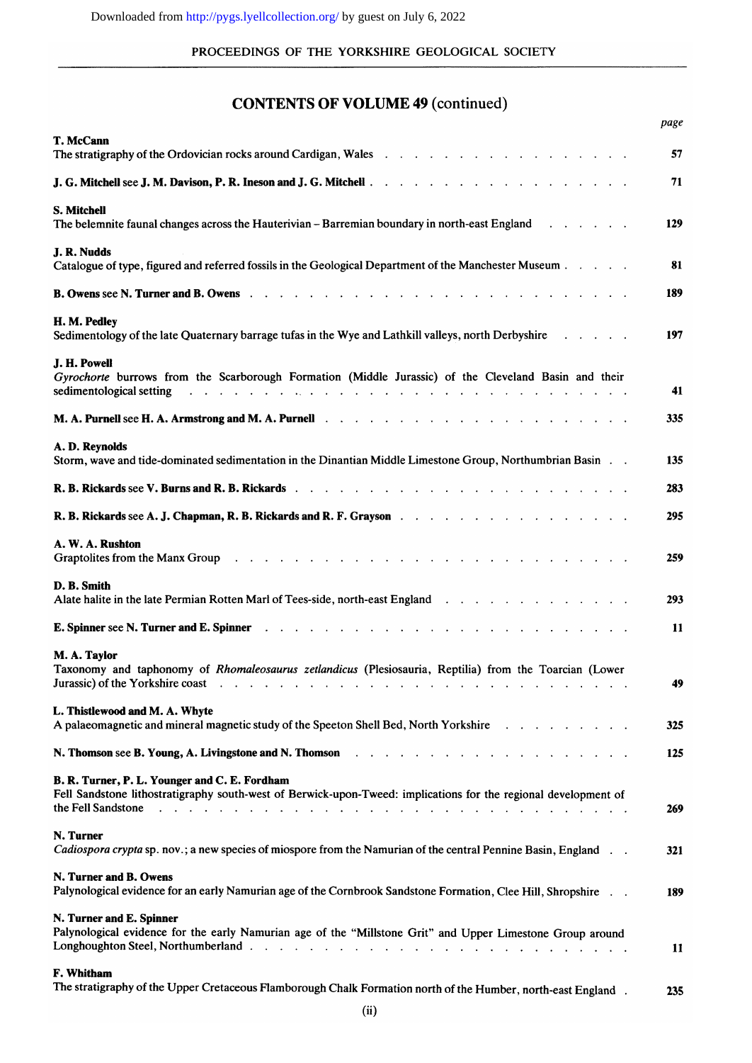## CONTENTS OF VOLUME 49 (continued)

| | page |
|---|---|
| **T. McCann**<br>The stratigraphy of the Ordovician rocks around Cardigan, Wales | 57 |
| **J. G. Mitchell** see **J. M. Davison, P. R. Ineson and J. G. Mitchell** | 71 |
| **S. Mitchell**<br>The belemnite faunal changes across the Hauterivian – Barremian boundary in north-east England | 129 |
| **J. R. Nudds**<br>Catalogue of type, figured and referred fossils in the Geological Department of the Manchester Museum | 81 |
| **B. Owens** see **N. Turner and B. Owens** | 189 |
| **H. M. Pedley**<br>Sedimentology of the late Quaternary barrage tufas in the Wye and Lathkill valleys, north Derbyshire | 197 |
| **J. H. Powell**<br>*Gyrochorte* burrows from the Scarborough Formation (Middle Jurassic) of the Cleveland Basin and their sedimentological setting | 41 |
| **M. A. Purnell** see **H. A. Armstrong and M. A. Purnell** | 335 |
| **A. D. Reynolds**<br>Storm, wave and tide-dominated sedimentation in the Dinantian Middle Limestone Group, Northumbrian Basin | 135 |
| **R. B. Rickards** see **V. Burns and R. B. Rickards** | 283 |
| **R. B. Rickards** see **A. J. Chapman, R. B. Rickards and R. F. Grayson** | 295 |
| **A. W. A. Rushton**<br>Graptolites from the Manx Group | 259 |
| **D. B. Smith**<br>Alate halite in the late Permian Rotten Marl of Tees-side, north-east England | 293 |
| **E. Spinner** see **N. Turner and E. Spinner** | 11 |
| **M. A. Taylor**<br>Taxonomy and taphonomy of *Rhomaleosaurus zetlandicus* (Plesiosauria, Reptilia) from the Toarcian (Lower Jurassic) of the Yorkshire coast | 49 |
| **L. Thistlewood and M. A. Whyte**<br>A palaeomagnetic and mineral magnetic study of the Speeton Shell Bed, North Yorkshire | 325 |
| **N. Thomson** see **B. Young, A. Livingstone and N. Thomson** | 125 |
| **B. R. Turner, P. L. Younger and C. E. Fordham**<br>Fell Sandstone lithostratigraphy south-west of Berwick-upon-Tweed: implications for the regional development of the Fell Sandstone | 269 |
| **N. Turner**<br>*Cadiospora crypta* sp. nov.; a new species of miospore from the Namurian of the central Pennine Basin, England | 321 |
| **N. Turner and B. Owens**<br>Palynological evidence for an early Namurian age of the Cornbrook Sandstone Formation, Clee Hill, Shropshire | 189 |
| **N. Turner and E. Spinner**<br>Palynological evidence for the early Namurian age of the "Millstone Grit" and Upper Limestone Group around Longhoughton Steel, Northumberland | 11 |
| **F. Whitham**<br>The stratigraphy of the Upper Cretaceous Flamborough Chalk Formation north of the Humber, north-east England | 235 |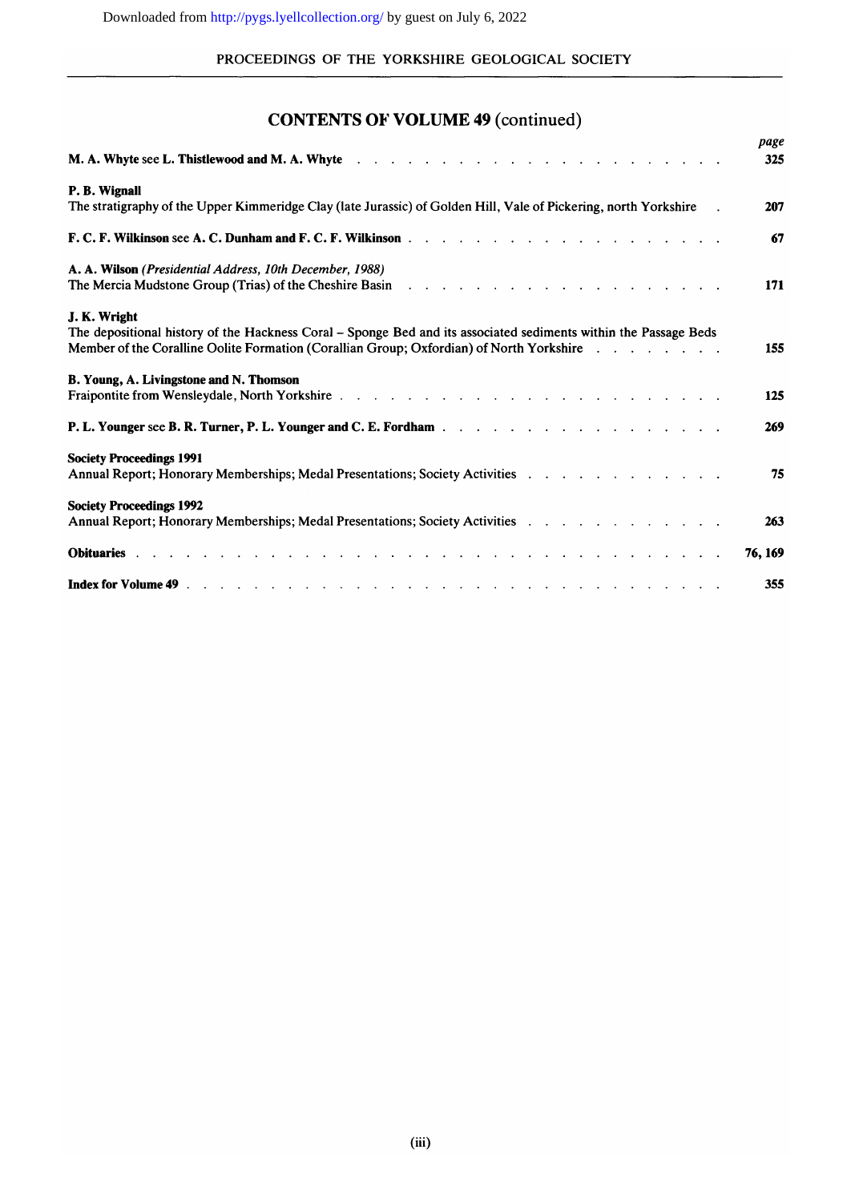## CONTENTS OF VOLUME 49 (continued)

| | page |
|---|---|
| **M. A. Whyte** see **L. Thistlewood and M. A. Whyte** | **325** |
| **P. B. Wignall**<br>The stratigraphy of the Upper Kimmeridge Clay (late Jurassic) of Golden Hill, Vale of Pickering, north Yorkshire | **207** |
| **F. C. F. Wilkinson** see **A. C. Dunham and F. C. F. Wilkinson** | **67** |
| **A. A. Wilson** *(Presidential Address, 10th December, 1988)*<br>The Mercia Mudstone Group (Trias) of the Cheshire Basin | **171** |
| **J. K. Wright**<br>The depositional history of the Hackness Coral – Sponge Bed and its associated sediments within the Passage Beds Member of the Coralline Oolite Formation (Corallian Group; Oxfordian) of North Yorkshire | **155** |
| **B. Young, A. Livingstone and N. Thomson**<br>Fraipontite from Wensleydale, North Yorkshire | **125** |
| **P. L. Younger** see **B. R. Turner, P. L. Younger and C. E. Fordham** | **269** |
| **Society Proceedings 1991**<br>Annual Report; Honorary Memberships; Medal Presentations; Society Activities | **75** |
| **Society Proceedings 1992**<br>Annual Report; Honorary Memberships; Medal Presentations; Society Activities | **263** |
| **Obituaries** | **76, 169** |
| **Index for Volume 49** | **355** |